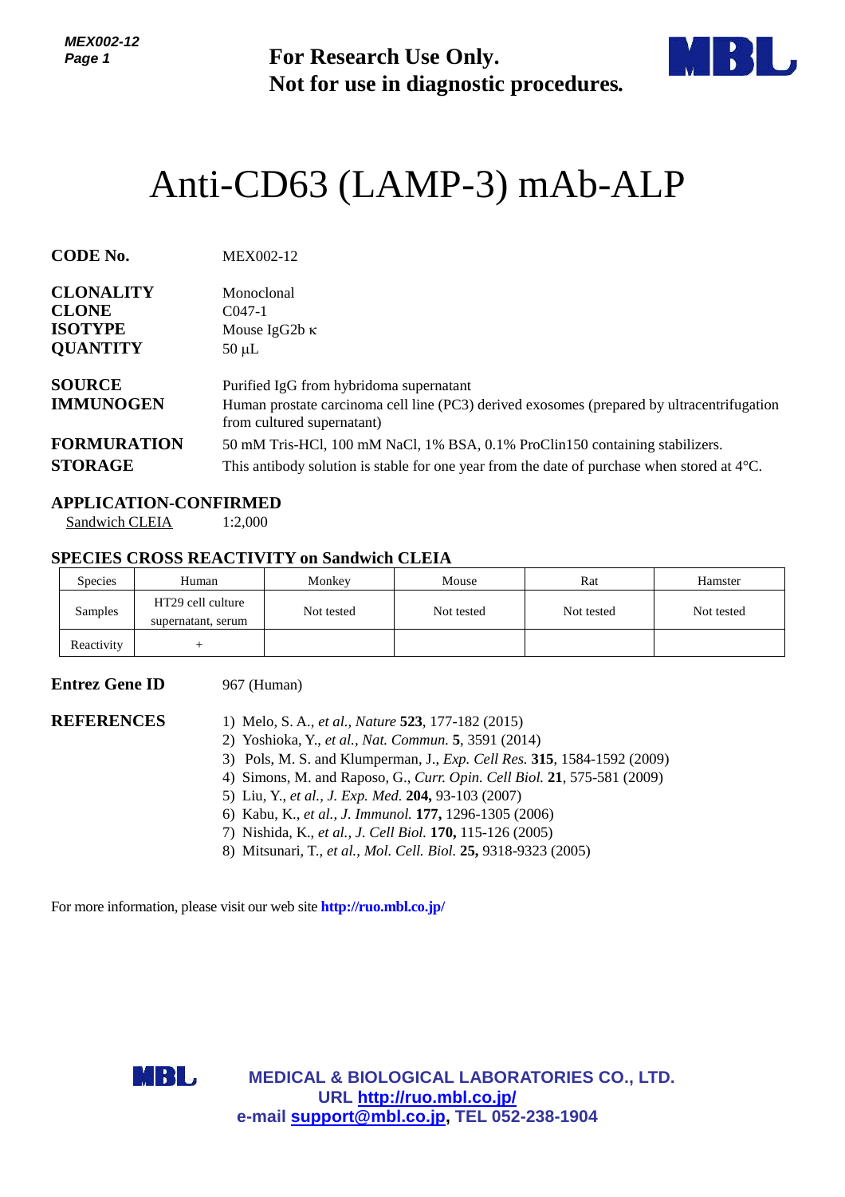**For Research Use Only.**
**Not for use in diagnostic procedures.**

# Anti-CD63 (LAMP-3) mAb-ALP

**CODE No.** MEX002-12

**CLONALITY** Monoclonal
**CLONE** C047-1
**ISOTYPE** Mouse IgG2b κ
**QUANTITY** 50 μL

**SOURCE** Purified IgG from hybridoma supernatant
**IMMUNOGEN** Human prostate carcinoma cell line (PC3) derived exosomes (prepared by ultracentrifugation from cultured supernatant)
**FORMURATION** 50 mM Tris-HCl, 100 mM NaCl, 1% BSA, 0.1% ProClin150 containing stabilizers.
**STORAGE** This antibody solution is stable for one year from the date of purchase when stored at 4°C.

### APPLICATION-CONFIRMED

Sandwich CLEIA 1:2,000

### SPECIES CROSS REACTIVITY on Sandwich CLEIA

| Species | Human | Monkey | Mouse | Rat | Hamster |
|---|---|---|---|---|---|
| Samples | HT29 cell culture supernatant, serum | Not tested | Not tested | Not tested | Not tested |
| Reactivity | + | | | | |

**Entrez Gene ID** 967 (Human)

**REFERENCES**

1) Melo, S. A., *et al., Nature* **523**, 177-182 (2015)
2) Yoshioka, Y., *et al., Nat. Commun.* **5**, 3591 (2014)
3) Pols, M. S. and Klumperman, J., *Exp. Cell Res.* **315**, 1584-1592 (2009)
4) Simons, M. and Raposo, G., *Curr. Opin. Cell Biol.* **21**, 575-581 (2009)
5) Liu, Y., *et al., J. Exp. Med.* **204,** 93-103 (2007)
6) Kabu, K., *et al., J. Immunol.* **177,** 1296-1305 (2006)
7) Nishida, K., *et al., J. Cell Biol.* **170,** 115-126 (2005)
8) Mitsunari, T., *et al., Mol. Cell. Biol.* **25,** 9318-9323 (2005)

For more information, please visit our web site **http://ruo.mbl.co.jp/**

**MEDICAL & BIOLOGICAL LABORATORIES CO., LTD.**
**URL http://ruo.mbl.co.jp/**
**e-mail support@mbl.co.jp, TEL 052-238-1904**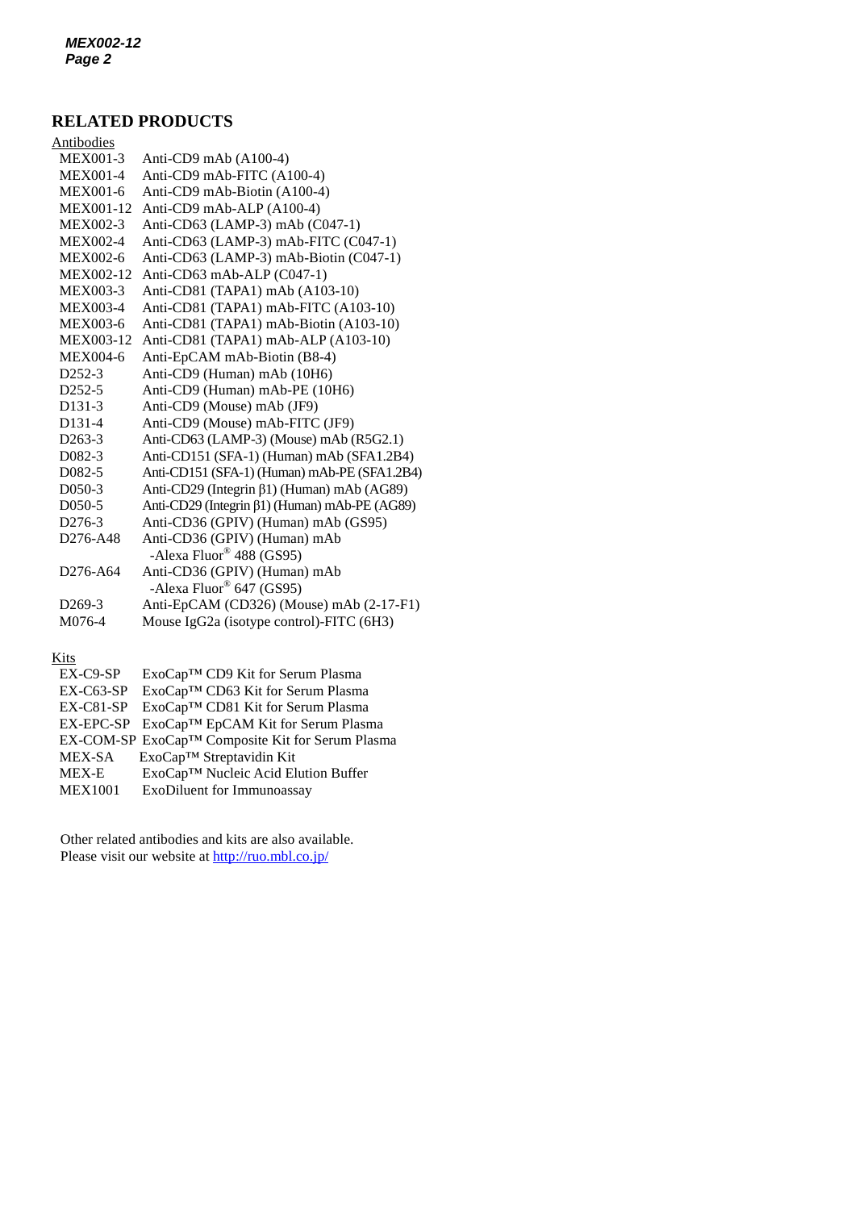## RELATED PRODUCTS

Antibodies

| | |
|---|---|
| MEX001-3 | Anti-CD9 mAb (A100-4) |
| MEX001-4 | Anti-CD9 mAb-FITC (A100-4) |
| MEX001-6 | Anti-CD9 mAb-Biotin (A100-4) |
| MEX001-12 | Anti-CD9 mAb-ALP (A100-4) |
| MEX002-3 | Anti-CD63 (LAMP-3) mAb (C047-1) |
| MEX002-4 | Anti-CD63 (LAMP-3) mAb-FITC (C047-1) |
| MEX002-6 | Anti-CD63 (LAMP-3) mAb-Biotin (C047-1) |
| MEX002-12 | Anti-CD63 mAb-ALP (C047-1) |
| MEX003-3 | Anti-CD81 (TAPA1) mAb (A103-10) |
| MEX003-4 | Anti-CD81 (TAPA1) mAb-FITC (A103-10) |
| MEX003-6 | Anti-CD81 (TAPA1) mAb-Biotin (A103-10) |
| MEX003-12 | Anti-CD81 (TAPA1) mAb-ALP (A103-10) |
| MEX004-6 | Anti-EpCAM mAb-Biotin (B8-4) |
| D252-3 | Anti-CD9 (Human) mAb (10H6) |
| D252-5 | Anti-CD9 (Human) mAb-PE (10H6) |
| D131-3 | Anti-CD9 (Mouse) mAb (JF9) |
| D131-4 | Anti-CD9 (Mouse) mAb-FITC (JF9) |
| D263-3 | Anti-CD63 (LAMP-3) (Mouse) mAb (R5G2.1) |
| D082-3 | Anti-CD151 (SFA-1) (Human) mAb (SFA1.2B4) |
| D082-5 | Anti-CD151 (SFA-1) (Human) mAb-PE (SFA1.2B4) |
| D050-3 | Anti-CD29 (Integrin β1) (Human) mAb (AG89) |
| D050-5 | Anti-CD29 (Integrin β1) (Human) mAb-PE (AG89) |
| D276-3 | Anti-CD36 (GPIV) (Human) mAb (GS95) |
| D276-A48 | Anti-CD36 (GPIV) (Human) mAb -Alexa Fluor® 488 (GS95) |
| D276-A64 | Anti-CD36 (GPIV) (Human) mAb -Alexa Fluor® 647 (GS95) |
| D269-3 | Anti-EpCAM (CD326) (Mouse) mAb (2-17-F1) |
| M076-4 | Mouse IgG2a (isotype control)-FITC (6H3) |

Kits

| | |
|---|---|
| EX-C9-SP | ExoCap™ CD9 Kit for Serum Plasma |
| EX-C63-SP | ExoCap™ CD63 Kit for Serum Plasma |
| EX-C81-SP | ExoCap™ CD81 Kit for Serum Plasma |
| EX-EPC-SP | ExoCap™ EpCAM Kit for Serum Plasma |
| EX-COM-SP | ExoCap™ Composite Kit for Serum Plasma |
| MEX-SA | ExoCap™ Streptavidin Kit |
| MEX-E | ExoCap™ Nucleic Acid Elution Buffer |
| MEX1001 | ExoDiluent for Immunoassay |

Other related antibodies and kits are also available.
Please visit our website at http://ruo.mbl.co.jp/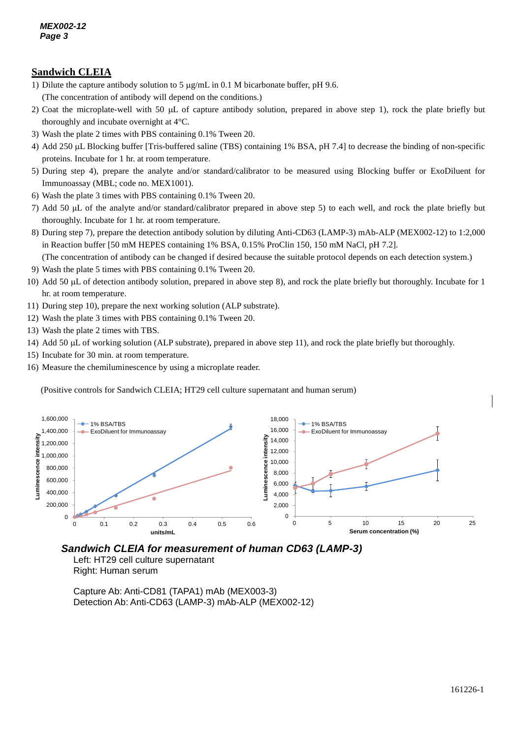## Sandwich CLEIA

1) Dilute the capture antibody solution to 5 μg/mL in 0.1 M bicarbonate buffer, pH 9.6.
   (The concentration of antibody will depend on the conditions.)
2) Coat the microplate-well with 50 μL of capture antibody solution, prepared in above step 1), rock the plate briefly but thoroughly and incubate overnight at 4°C.
3) Wash the plate 2 times with PBS containing 0.1% Tween 20.
4) Add 250 μL Blocking buffer [Tris-buffered saline (TBS) containing 1% BSA, pH 7.4] to decrease the binding of non-specific proteins. Incubate for 1 hr. at room temperature.
5) During step 4), prepare the analyte and/or standard/calibrator to be measured using Blocking buffer or ExoDiluent for Immunoassay (MBL; code no. MEX1001).
6) Wash the plate 3 times with PBS containing 0.1% Tween 20.
7) Add 50 μL of the analyte and/or standard/calibrator prepared in above step 5) to each well, and rock the plate briefly but thoroughly. Incubate for 1 hr. at room temperature.
8) During step 7), prepare the detection antibody solution by diluting Anti-CD63 (LAMP-3) mAb-ALP (MEX002-12) to 1:2,000 in Reaction buffer [50 mM HEPES containing 1% BSA, 0.15% ProClin 150, 150 mM NaCl, pH 7.2].
   (The concentration of antibody can be changed if desired because the suitable protocol depends on each detection system.)
9) Wash the plate 5 times with PBS containing 0.1% Tween 20.
10) Add 50 μL of detection antibody solution, prepared in above step 8), and rock the plate briefly but thoroughly. Incubate for 1 hr. at room temperature.
11) During step 10), prepare the next working solution (ALP substrate).
12) Wash the plate 3 times with PBS containing 0.1% Tween 20.
13) Wash the plate 2 times with TBS.
14) Add 50 μL of working solution (ALP substrate), prepared in above step 11), and rock the plate briefly but thoroughly.
15) Incubate for 30 min. at room temperature.
16) Measure the chemiluminescence by using a microplate reader.

(Positive controls for Sandwich CLEIA; HT29 cell culture supernatant and human serum)

Luminescence intensity
1,600,000
1,400,000
1,200,000
1,000,000
800,000
600,000
400,000
200,000
0
0 0.1 0.2 0.3 0.4 0.5 0.6
units/mL
1% BSA/TBS
ExoDiluent for Immunoassay

Luminescence intensity
18,000
16,000
14,000
12,000
10,000
8,000
6,000
4,000
2,000
0
0 5 10 15 20 25
Serum concentration (%)
1% BSA/TBS
ExoDiluent for Immunoassay

***Sandwich CLEIA for measurement of human CD63 (LAMP-3)***

Left: HT29 cell culture supernatant
Right: Human serum

Capture Ab: Anti-CD81 (TAPA1) mAb (MEX003-3)
Detection Ab: Anti-CD63 (LAMP-3) mAb-ALP (MEX002-12)